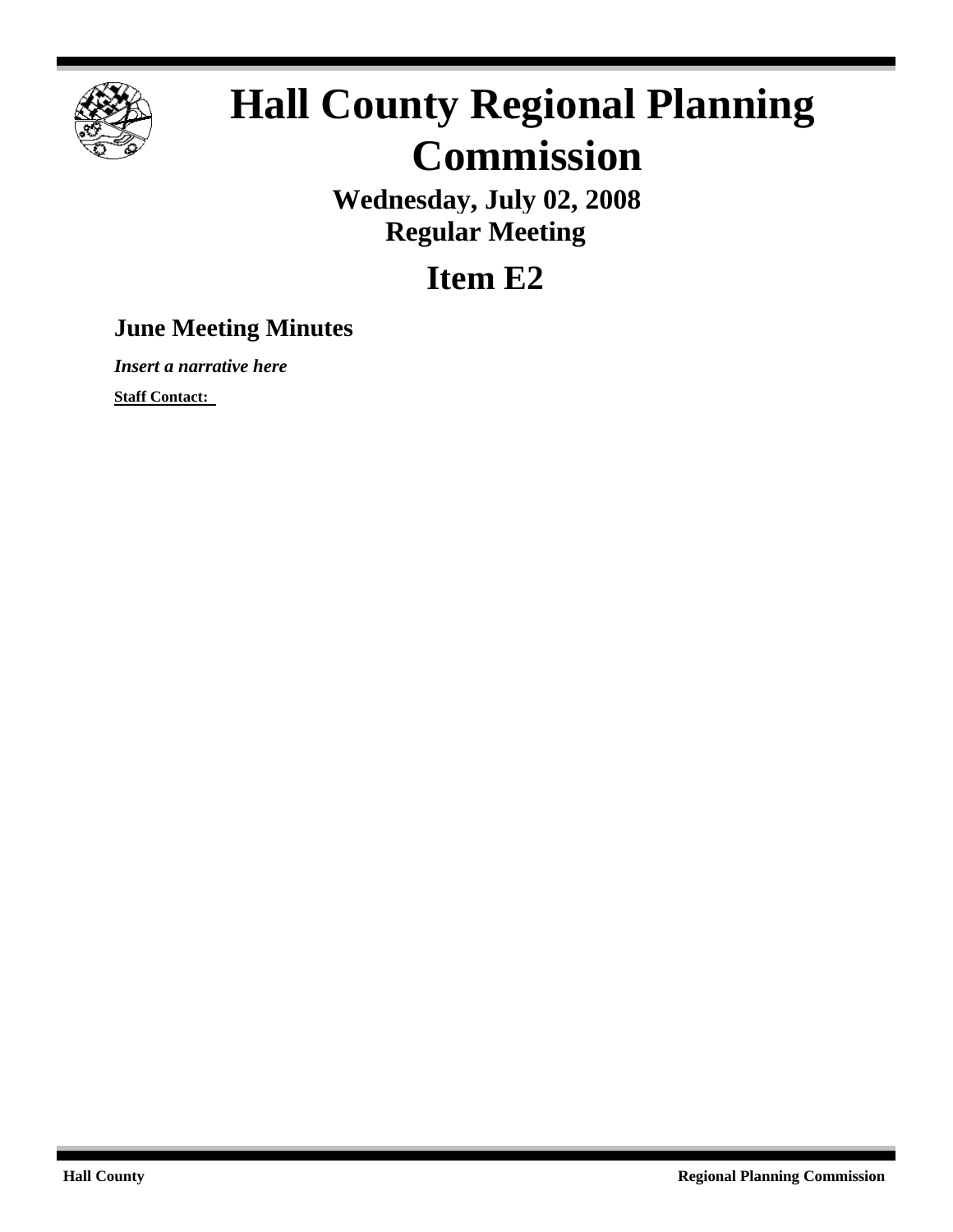# Hall County Regional Planning Commission

**Wednesday, July 02, 2008**
**Regular Meeting**

## Item E2

### June Meeting Minutes

***Insert a narrative here***

**Staff Contact:**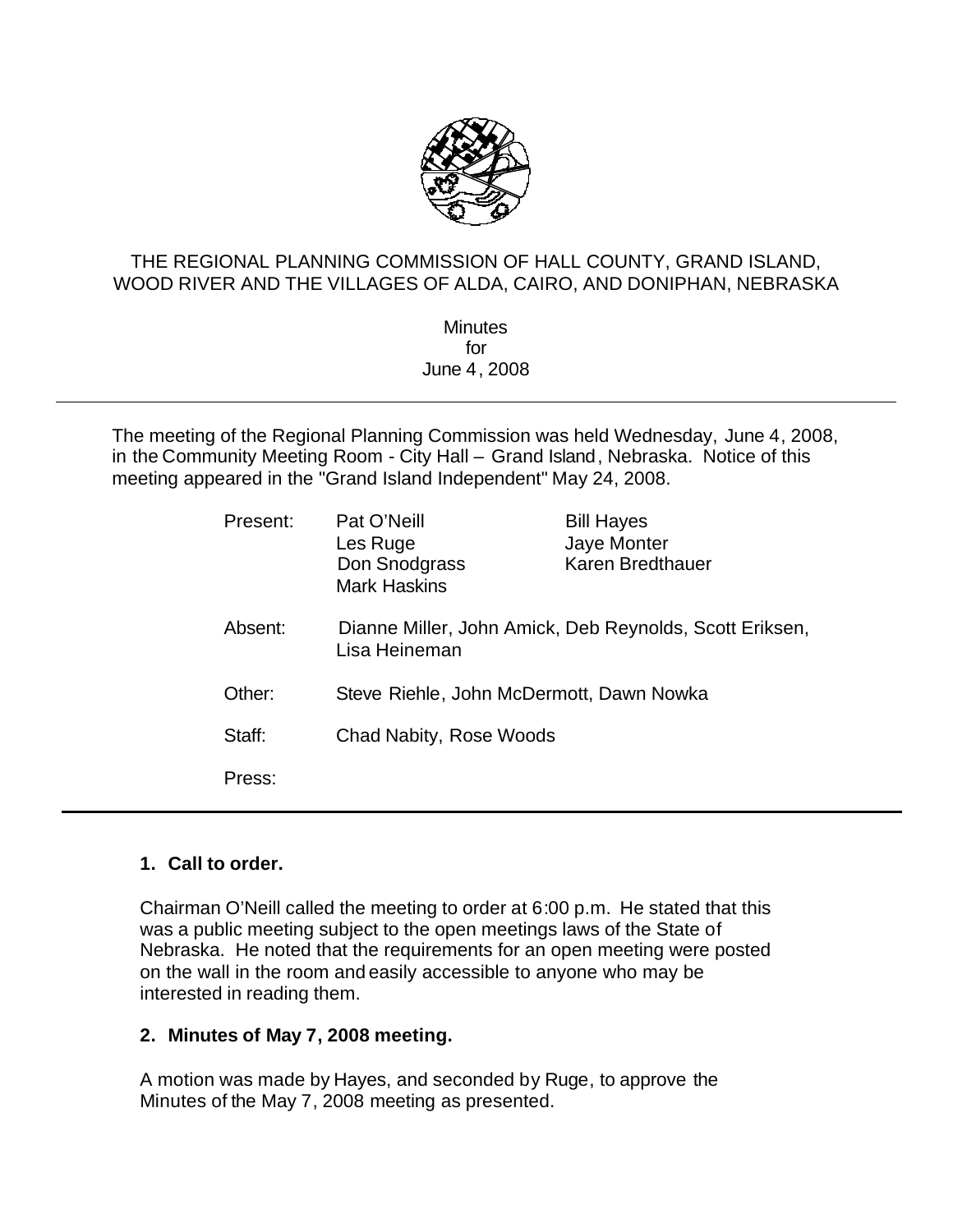THE REGIONAL PLANNING COMMISSION OF HALL COUNTY, GRAND ISLAND, WOOD RIVER AND THE VILLAGES OF ALDA, CAIRO, AND DONIPHAN, NEBRASKA

Minutes
for
June 4, 2008

---

The meeting of the Regional Planning Commission was held Wednesday, June 4, 2008, in the Community Meeting Room - City Hall – Grand Island, Nebraska. Notice of this meeting appeared in the "Grand Island Independent" May 24, 2008.

| | | |
|---|---|---|
| Present: | Pat O'Neill | Bill Hayes |
| | Les Ruge | Jaye Monter |
| | Don Snodgrass | Karen Bredthauer |
| | Mark Haskins | |
| Absent: | Dianne Miller, John Amick, Deb Reynolds, Scott Eriksen, Lisa Heineman | |
| Other: | Steve Riehle, John McDermott, Dawn Nowka | |
| Staff: | Chad Nabity, Rose Woods | |
| Press: | | |

---

**1. Call to order.**

Chairman O'Neill called the meeting to order at 6:00 p.m. He stated that this was a public meeting subject to the open meetings laws of the State of Nebraska. He noted that the requirements for an open meeting were posted on the wall in the room and easily accessible to anyone who may be interested in reading them.

**2. Minutes of May 7, 2008 meeting.**

A motion was made by Hayes, and seconded by Ruge, to approve the Minutes of the May 7, 2008 meeting as presented.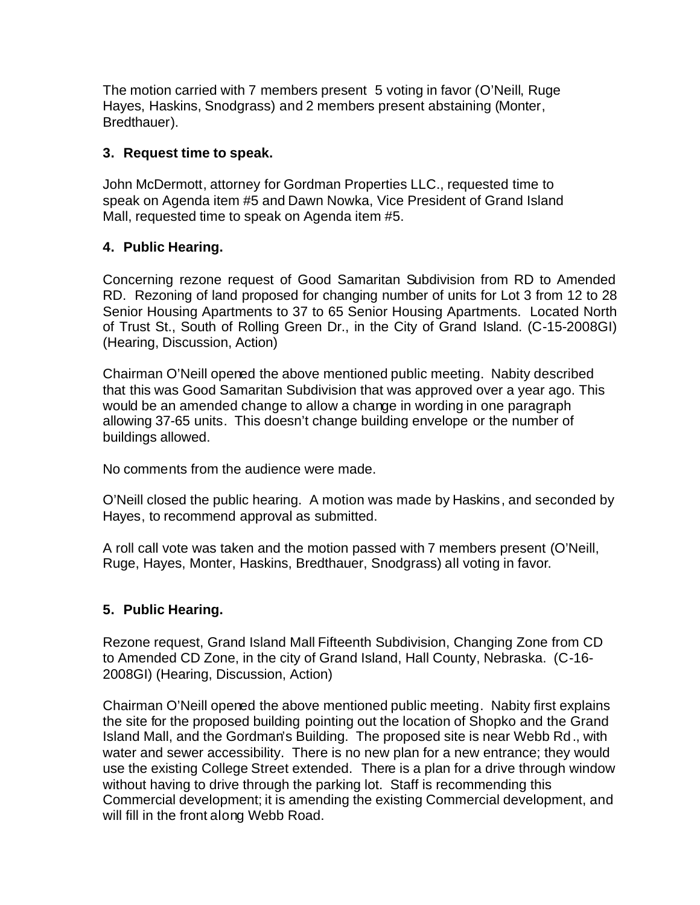The motion carried with 7 members present 5 voting in favor (O'Neill, Ruge Hayes, Haskins, Snodgrass) and 2 members present abstaining (Monter, Bredthauer).

**3. Request time to speak.**

John McDermott, attorney for Gordman Properties LLC., requested time to speak on Agenda item #5 and Dawn Nowka, Vice President of Grand Island Mall, requested time to speak on Agenda item #5.

**4. Public Hearing.**

Concerning rezone request of Good Samaritan Subdivision from RD to Amended RD. Rezoning of land proposed for changing number of units for Lot 3 from 12 to 28 Senior Housing Apartments to 37 to 65 Senior Housing Apartments. Located North of Trust St., South of Rolling Green Dr., in the City of Grand Island. (C-15-2008GI) (Hearing, Discussion, Action)

Chairman O'Neill opened the above mentioned public meeting. Nabity described that this was Good Samaritan Subdivision that was approved over a year ago. This would be an amended change to allow a change in wording in one paragraph allowing 37-65 units. This doesn't change building envelope or the number of buildings allowed.

No comments from the audience were made.

O'Neill closed the public hearing. A motion was made by Haskins, and seconded by Hayes, to recommend approval as submitted.

A roll call vote was taken and the motion passed with 7 members present (O'Neill, Ruge, Hayes, Monter, Haskins, Bredthauer, Snodgrass) all voting in favor.

**5. Public Hearing.**

Rezone request, Grand Island Mall Fifteenth Subdivision, Changing Zone from CD to Amended CD Zone, in the city of Grand Island, Hall County, Nebraska. (C-16-2008GI) (Hearing, Discussion, Action)

Chairman O'Neill opened the above mentioned public meeting. Nabity first explains the site for the proposed building pointing out the location of Shopko and the Grand Island Mall, and the Gordman's Building. The proposed site is near Webb Rd., with water and sewer accessibility. There is no new plan for a new entrance; they would use the existing College Street extended. There is a plan for a drive through window without having to drive through the parking lot. Staff is recommending this Commercial development; it is amending the existing Commercial development, and will fill in the front along Webb Road.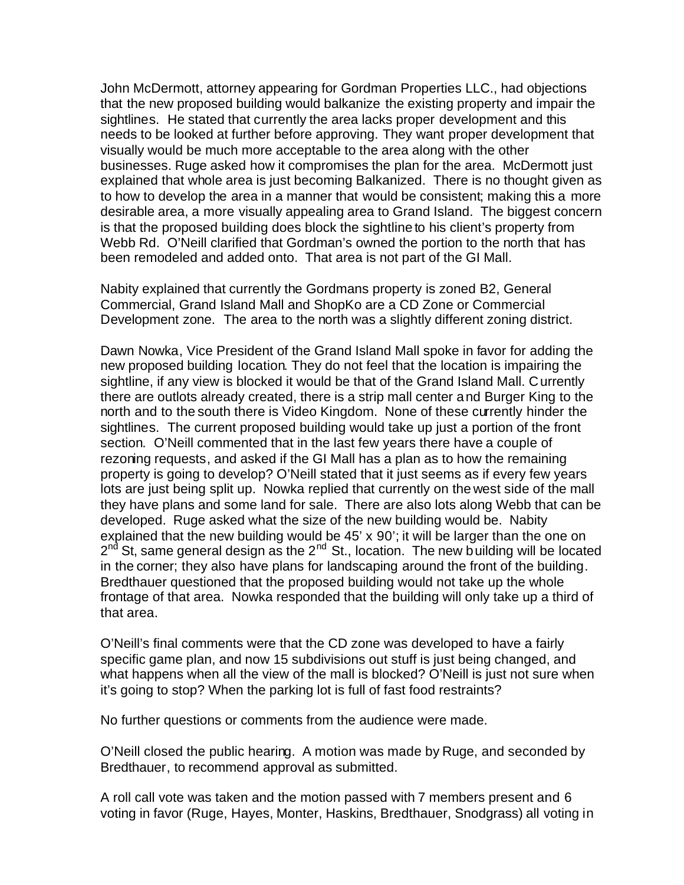John McDermott, attorney appearing for Gordman Properties LLC., had objections that the new proposed building would balkanize the existing property and impair the sightlines. He stated that currently the area lacks proper development and this needs to be looked at further before approving. They want proper development that visually would be much more acceptable to the area along with the other businesses. Ruge asked how it compromises the plan for the area. McDermott just explained that whole area is just becoming Balkanized. There is no thought given as to how to develop the area in a manner that would be consistent; making this a more desirable area, a more visually appealing area to Grand Island. The biggest concern is that the proposed building does block the sightline to his client's property from Webb Rd. O'Neill clarified that Gordman's owned the portion to the north that has been remodeled and added onto. That area is not part of the GI Mall.

Nabity explained that currently the Gordmans property is zoned B2, General Commercial, Grand Island Mall and ShopKo are a CD Zone or Commercial Development zone. The area to the north was a slightly different zoning district.

Dawn Nowka, Vice President of the Grand Island Mall spoke in favor for adding the new proposed building location. They do not feel that the location is impairing the sightline, if any view is blocked it would be that of the Grand Island Mall. Currently there are outlots already created, there is a strip mall center and Burger King to the north and to the south there is Video Kingdom. None of these currently hinder the sightlines. The current proposed building would take up just a portion of the front section. O'Neill commented that in the last few years there have a couple of rezoning requests, and asked if the GI Mall has a plan as to how the remaining property is going to develop? O'Neill stated that it just seems as if every few years lots are just being split up. Nowka replied that currently on the west side of the mall they have plans and some land for sale. There are also lots along Webb that can be developed. Ruge asked what the size of the new building would be. Nabity explained that the new building would be 45' x 90'; it will be larger than the one on 2nd St, same general design as the 2nd St., location. The new building will be located in the corner; they also have plans for landscaping around the front of the building. Bredthauer questioned that the proposed building would not take up the whole frontage of that area. Nowka responded that the building will only take up a third of that area.

O'Neill's final comments were that the CD zone was developed to have a fairly specific game plan, and now 15 subdivisions out stuff is just being changed, and what happens when all the view of the mall is blocked? O'Neill is just not sure when it's going to stop? When the parking lot is full of fast food restraints?

No further questions or comments from the audience were made.

O'Neill closed the public hearing. A motion was made by Ruge, and seconded by Bredthauer, to recommend approval as submitted.

A roll call vote was taken and the motion passed with 7 members present and 6 voting in favor (Ruge, Hayes, Monter, Haskins, Bredthauer, Snodgrass) all voting in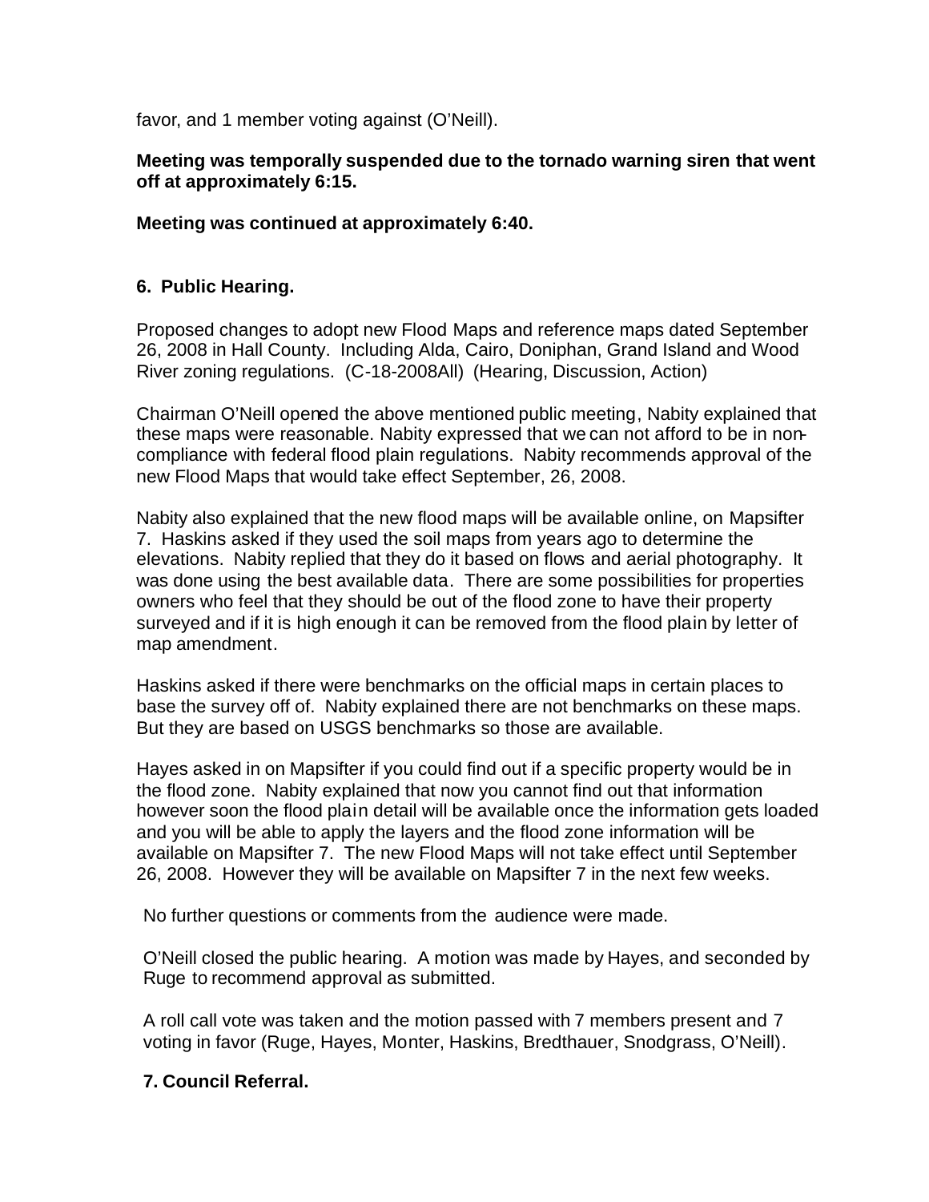favor, and 1 member voting against (O'Neill).

**Meeting was temporally suspended due to the tornado warning siren that went off at approximately 6:15.**

**Meeting was continued at approximately 6:40.**

**6. Public Hearing.**

Proposed changes to adopt new Flood Maps and reference maps dated September 26, 2008 in Hall County. Including Alda, Cairo, Doniphan, Grand Island and Wood River zoning regulations. (C-18-2008All) (Hearing, Discussion, Action)

Chairman O'Neill opened the above mentioned public meeting, Nabity explained that these maps were reasonable. Nabity expressed that we can not afford to be in non-compliance with federal flood plain regulations. Nabity recommends approval of the new Flood Maps that would take effect September, 26, 2008.

Nabity also explained that the new flood maps will be available online, on Mapsifter 7. Haskins asked if they used the soil maps from years ago to determine the elevations. Nabity replied that they do it based on flows and aerial photography. It was done using the best available data. There are some possibilities for properties owners who feel that they should be out of the flood zone to have their property surveyed and if it is high enough it can be removed from the flood plain by letter of map amendment.

Haskins asked if there were benchmarks on the official maps in certain places to base the survey off of. Nabity explained there are not benchmarks on these maps. But they are based on USGS benchmarks so those are available.

Hayes asked in on Mapsifter if you could find out if a specific property would be in the flood zone. Nabity explained that now you cannot find out that information however soon the flood plain detail will be available once the information gets loaded and you will be able to apply the layers and the flood zone information will be available on Mapsifter 7. The new Flood Maps will not take effect until September 26, 2008. However they will be available on Mapsifter 7 in the next few weeks.

No further questions or comments from the audience were made.

O'Neill closed the public hearing. A motion was made by Hayes, and seconded by Ruge to recommend approval as submitted.

A roll call vote was taken and the motion passed with 7 members present and 7 voting in favor (Ruge, Hayes, Monter, Haskins, Bredthauer, Snodgrass, O'Neill).

**7. Council Referral.**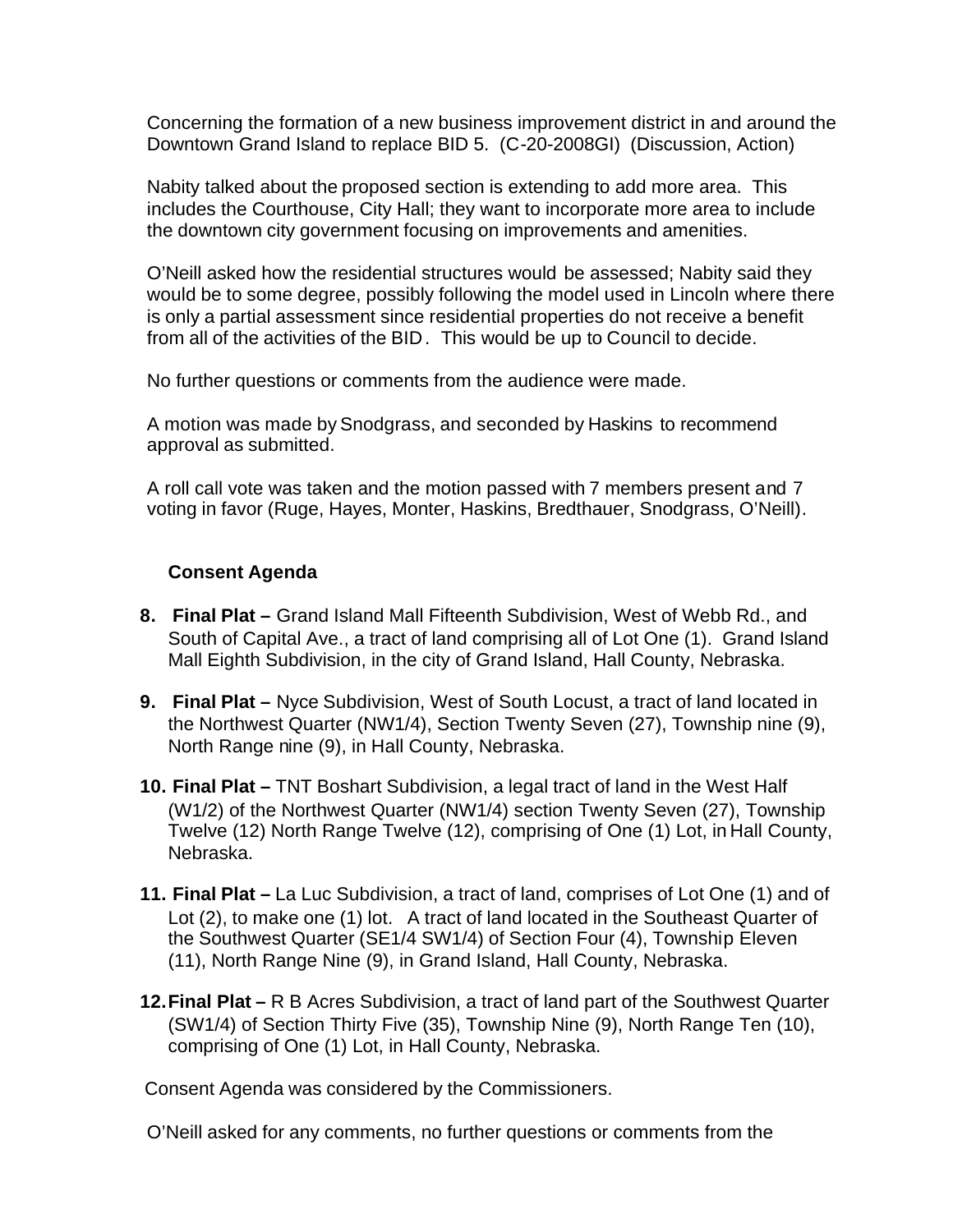Concerning the formation of a new business improvement district in and around the Downtown Grand Island to replace BID 5. (C-20-2008GI) (Discussion, Action)

Nabity talked about the proposed section is extending to add more area. This includes the Courthouse, City Hall; they want to incorporate more area to include the downtown city government focusing on improvements and amenities.

O'Neill asked how the residential structures would be assessed; Nabity said they would be to some degree, possibly following the model used in Lincoln where there is only a partial assessment since residential properties do not receive a benefit from all of the activities of the BID. This would be up to Council to decide.

No further questions or comments from the audience were made.

A motion was made by Snodgrass, and seconded by Haskins to recommend approval as submitted.

A roll call vote was taken and the motion passed with 7 members present and 7 voting in favor (Ruge, Hayes, Monter, Haskins, Bredthauer, Snodgrass, O'Neill).

**Consent Agenda**

8. **Final Plat –** Grand Island Mall Fifteenth Subdivision, West of Webb Rd., and South of Capital Ave., a tract of land comprising all of Lot One (1). Grand Island Mall Eighth Subdivision, in the city of Grand Island, Hall County, Nebraska.
9. **Final Plat –** Nyce Subdivision, West of South Locust, a tract of land located in the Northwest Quarter (NW1/4), Section Twenty Seven (27), Township nine (9), North Range nine (9), in Hall County, Nebraska.
10. **Final Plat –** TNT Boshart Subdivision, a legal tract of land in the West Half (W1/2) of the Northwest Quarter (NW1/4) section Twenty Seven (27), Township Twelve (12) North Range Twelve (12), comprising of One (1) Lot, in Hall County, Nebraska.
11. **Final Plat –** La Luc Subdivision, a tract of land, comprises of Lot One (1) and of Lot (2), to make one (1) lot. A tract of land located in the Southeast Quarter of the Southwest Quarter (SE1/4 SW1/4) of Section Four (4), Township Eleven (11), North Range Nine (9), in Grand Island, Hall County, Nebraska.
12. **Final Plat –** R B Acres Subdivision, a tract of land part of the Southwest Quarter (SW1/4) of Section Thirty Five (35), Township Nine (9), North Range Ten (10), comprising of One (1) Lot, in Hall County, Nebraska.

Consent Agenda was considered by the Commissioners.

O'Neill asked for any comments, no further questions or comments from the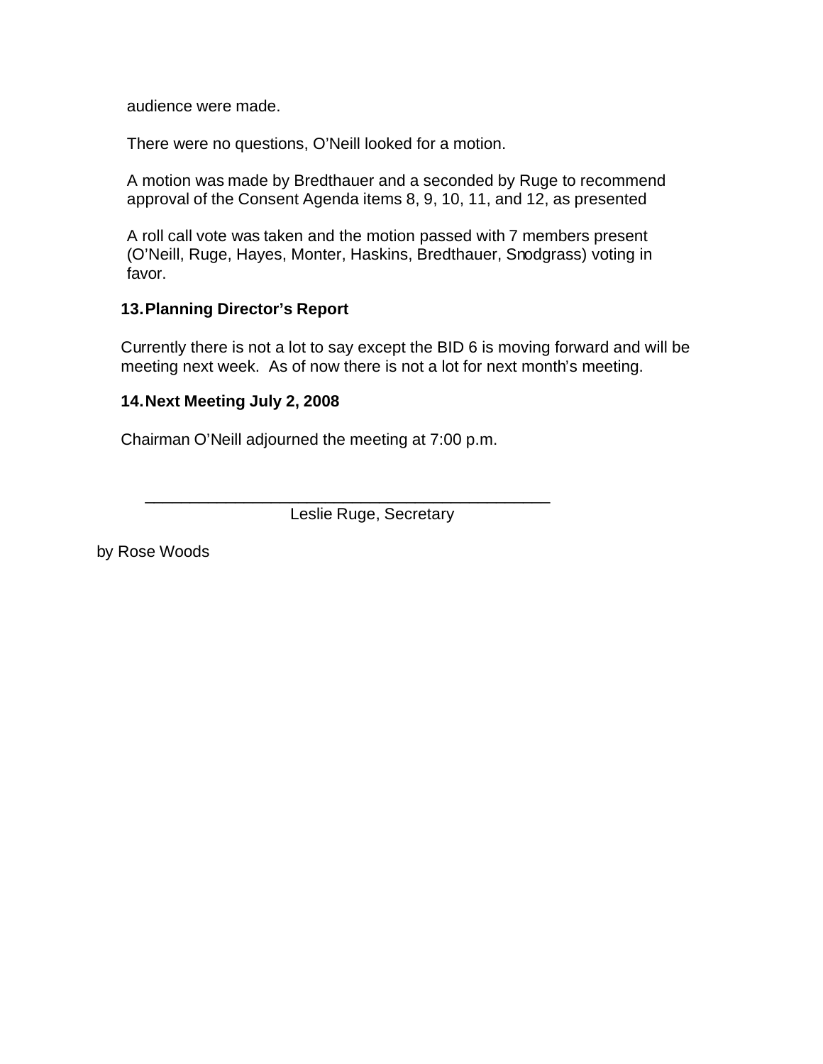audience were made.

There were no questions, O'Neill looked for a motion.

A motion was made by Bredthauer and a seconded by Ruge to recommend approval of the Consent Agenda items 8, 9, 10, 11, and 12, as presented

A roll call vote was taken and the motion passed with 7 members present (O'Neill, Ruge, Hayes, Monter, Haskins, Bredthauer, Snodgrass) voting in favor.

**13. Planning Director's Report**

Currently there is not a lot to say except the BID 6 is moving forward and will be meeting next week. As of now there is not a lot for next month's meeting.

**14. Next Meeting July 2, 2008**

Chairman O'Neill adjourned the meeting at 7:00 p.m.

\_\_\_\_\_\_\_\_\_\_\_\_\_\_\_\_\_\_\_\_\_\_\_\_\_\_\_\_\_\_\_\_\_\_\_\_\_\_\_\_\_\_\_\_\_\_\_\_

Leslie Ruge, Secretary

by Rose Woods